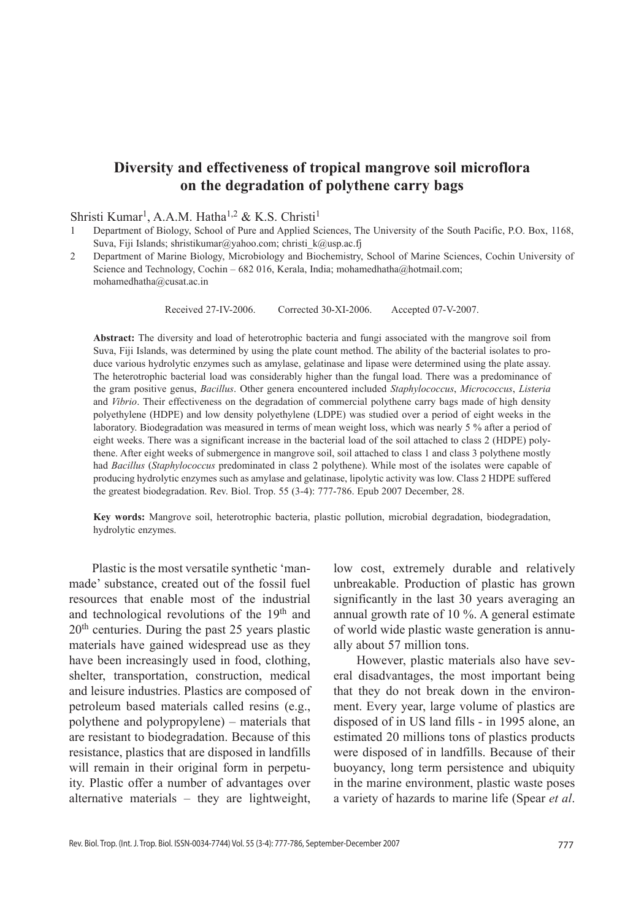# Diversity and effectiveness of tropical mangrove soil microflora on the degradation of polythene carry bags

Shristi Kumar[1], A.A.M. Hatha[1,2] & K.S. Christi[1]

1. Department of Biology, School of Pure and Applied Sciences, The University of the South Pacific, P.O. Box, 1168, Suva, Fiji Islands; shristikumar@yahoo.com; christi_k@usp.ac.fj
2. Department of Marine Biology, Microbiology and Biochemistry, School of Marine Sciences, Cochin University of Science and Technology, Cochin – 682 016, Kerala, India; mohamedhatha@hotmail.com; mohamedhatha@cusat.ac.in

Received 27-IV-2006. Corrected 30-XI-2006. Accepted 07-V-2007.

**Abstract:** The diversity and load of heterotrophic bacteria and fungi associated with the mangrove soil from Suva, Fiji Islands, was determined by using the plate count method. The ability of the bacterial isolates to produce various hydrolytic enzymes such as amylase, gelatinase and lipase were determined using the plate assay. The heterotrophic bacterial load was considerably higher than the fungal load. There was a predominance of the gram positive genus, *Bacillus*. Other genera encountered included *Staphylococcus*, *Micrococcus*, *Listeria* and *Vibrio*. Their effectiveness on the degradation of commercial polythene carry bags made of high density polyethylene (HDPE) and low density polyethylene (LDPE) was studied over a period of eight weeks in the laboratory. Biodegradation was measured in terms of mean weight loss, which was nearly 5 % after a period of eight weeks. There was a significant increase in the bacterial load of the soil attached to class 2 (HDPE) polythene. After eight weeks of submergence in mangrove soil, soil attached to class 1 and class 3 polythene mostly had *Bacillus* (*Staphylococcus* predominated in class 2 polythene). While most of the isolates were capable of producing hydrolytic enzymes such as amylase and gelatinase, lipolytic activity was low. Class 2 HDPE suffered the greatest biodegradation. Rev. Biol. Trop. 55 (3-4): 777-786. Epub 2007 December, 28.

**Key words:** Mangrove soil, heterotrophic bacteria, plastic pollution, microbial degradation, biodegradation, hydrolytic enzymes.

Plastic is the most versatile synthetic 'man-made' substance, created out of the fossil fuel resources that enable most of the industrial and technological revolutions of the 19th and 20th centuries. During the past 25 years plastic materials have gained widespread use as they have been increasingly used in food, clothing, shelter, transportation, construction, medical and leisure industries. Plastics are composed of petroleum based materials called resins (e.g., polythene and polypropylene) – materials that are resistant to biodegradation. Because of this resistance, plastics that are disposed in landfills will remain in their original form in perpetuity. Plastic offer a number of advantages over alternative materials – they are lightweight, low cost, extremely durable and relatively unbreakable. Production of plastic has grown significantly in the last 30 years averaging an annual growth rate of 10 %. A general estimate of world wide plastic waste generation is annually about 57 million tons.

However, plastic materials also have several disadvantages, the most important being that they do not break down in the environment. Every year, large volume of plastics are disposed of in US land fills - in 1995 alone, an estimated 20 millions tons of plastics products were disposed of in landfills. Because of their buoyancy, long term persistence and ubiquity in the marine environment, plastic waste poses a variety of hazards to marine life (Spear *et al*.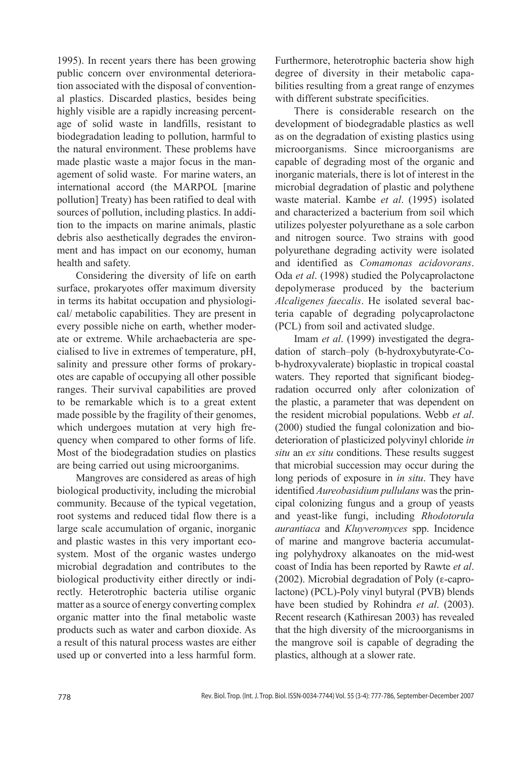1995). In recent years there has been growing public concern over environmental deterioration associated with the disposal of conventional plastics. Discarded plastics, besides being highly visible are a rapidly increasing percentage of solid waste in landfills, resistant to biodegradation leading to pollution, harmful to the natural environment. These problems have made plastic waste a major focus in the management of solid waste. For marine waters, an international accord (the MARPOL [marine pollution] Treaty) has been ratified to deal with sources of pollution, including plastics. In addition to the impacts on marine animals, plastic debris also aesthetically degrades the environment and has impact on our economy, human health and safety.

Considering the diversity of life on earth surface, prokaryotes offer maximum diversity in terms its habitat occupation and physiological/ metabolic capabilities. They are present in every possible niche on earth, whether moderate or extreme. While archaebacteria are specialised to live in extremes of temperature, pH, salinity and pressure other forms of prokaryotes are capable of occupying all other possible ranges. Their survival capabilities are proved to be remarkable which is to a great extent made possible by the fragility of their genomes, which undergoes mutation at very high frequency when compared to other forms of life. Most of the biodegradation studies on plastics are being carried out using microorganims.

Mangroves are considered as areas of high biological productivity, including the microbial community. Because of the typical vegetation, root systems and reduced tidal flow there is a large scale accumulation of organic, inorganic and plastic wastes in this very important ecosystem. Most of the organic wastes undergo microbial degradation and contributes to the biological productivity either directly or indirectly. Heterotrophic bacteria utilise organic matter as a source of energy converting complex organic matter into the final metabolic waste products such as water and carbon dioxide. As a result of this natural process wastes are either used up or converted into a less harmful form. Furthermore, heterotrophic bacteria show high degree of diversity in their metabolic capabilities resulting from a great range of enzymes with different substrate specificities.

There is considerable research on the development of biodegradable plastics as well as on the degradation of existing plastics using microorganisms. Since microorganisms are capable of degrading most of the organic and inorganic materials, there is lot of interest in the microbial degradation of plastic and polythene waste material. Kambe *et al*. (1995) isolated and characterized a bacterium from soil which utilizes polyester polyurethane as a sole carbon and nitrogen source. Two strains with good polyurethane degrading activity were isolated and identified as *Comamonas acidovorans*. Oda *et al*. (1998) studied the Polycaprolactone depolymerase produced by the bacterium *Alcaligenes faecalis*. He isolated several bacteria capable of degrading polycaprolactone (PCL) from soil and activated sludge.

Imam *et al*. (1999) investigated the degradation of starch–poly (b-hydroxybutyrate-Co-b-hydroxyvalerate) bioplastic in tropical coastal waters. They reported that significant biodegradation occurred only after colonization of the plastic, a parameter that was dependent on the resident microbial populations. Webb *et al*. (2000) studied the fungal colonization and biodeterioration of plasticized polyvinyl chloride *in situ* an *ex situ* conditions. These results suggest that microbial succession may occur during the long periods of exposure in *in situ*. They have identified *Aureobasidium pullulans* was the principal colonizing fungus and a group of yeasts and yeast-like fungi, including *Rhodotorula aurantiaca* and *Kluyveromyces* spp. Incidence of marine and mangrove bacteria accumulating polyhydroxy alkanoates on the mid-west coast of India has been reported by Rawte *et al*. (2002). Microbial degradation of Poly (ε-caprolactone) (PCL)-Poly vinyl butyral (PVB) blends have been studied by Rohindra *et al*. (2003). Recent research (Kathiresan 2003) has revealed that the high diversity of the microorganisms in the mangrove soil is capable of degrading the plastics, although at a slower rate.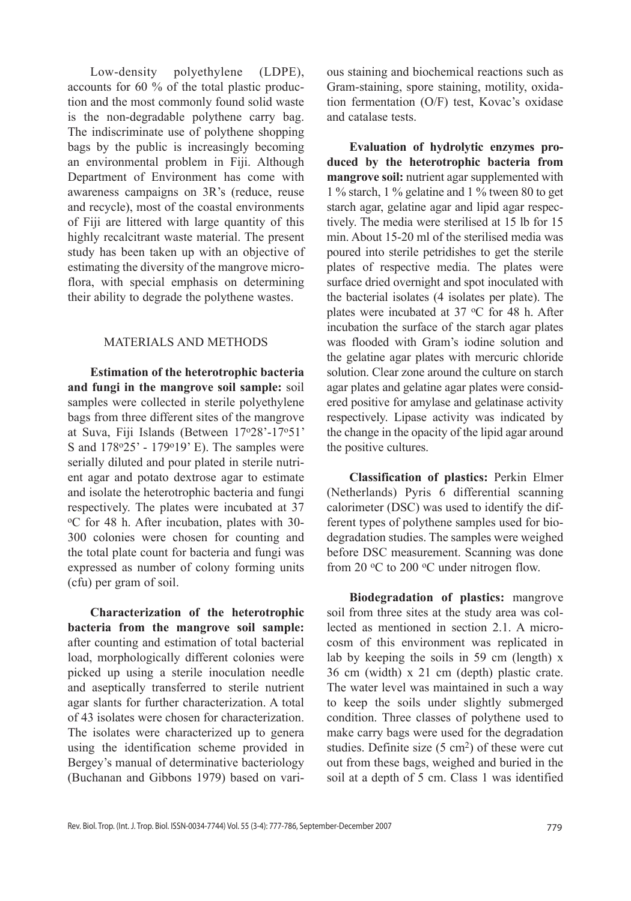Low-density polyethylene (LDPE), accounts for 60 % of the total plastic production and the most commonly found solid waste is the non-degradable polythene carry bag. The indiscriminate use of polythene shopping bags by the public is increasingly becoming an environmental problem in Fiji. Although Department of Environment has come with awareness campaigns on 3R's (reduce, reuse and recycle), most of the coastal environments of Fiji are littered with large quantity of this highly recalcitrant waste material. The present study has been taken up with an objective of estimating the diversity of the mangrove microflora, with special emphasis on determining their ability to degrade the polythene wastes.

## MATERIALS AND METHODS

**Estimation of the heterotrophic bacteria and fungi in the mangrove soil sample:** soil samples were collected in sterile polyethylene bags from three different sites of the mangrove at Suva, Fiji Islands (Between 17°28'-17°51' S and 178°25' - 179°19' E). The samples were serially diluted and pour plated in sterile nutrient agar and potato dextrose agar to estimate and isolate the heterotrophic bacteria and fungi respectively. The plates were incubated at 37 °C for 48 h. After incubation, plates with 30-300 colonies were chosen for counting and the total plate count for bacteria and fungi was expressed as number of colony forming units (cfu) per gram of soil.

**Characterization of the heterotrophic bacteria from the mangrove soil sample:** after counting and estimation of total bacterial load, morphologically different colonies were picked up using a sterile inoculation needle and aseptically transferred to sterile nutrient agar slants for further characterization. A total of 43 isolates were chosen for characterization. The isolates were characterized up to genera using the identification scheme provided in Bergey's manual of determinative bacteriology (Buchanan and Gibbons 1979) based on various staining and biochemical reactions such as Gram-staining, spore staining, motility, oxidation fermentation (O/F) test, Kovac's oxidase and catalase tests.

**Evaluation of hydrolytic enzymes produced by the heterotrophic bacteria from mangrove soil:** nutrient agar supplemented with 1 % starch, 1 % gelatine and 1 % tween 80 to get starch agar, gelatine agar and lipid agar respectively. The media were sterilised at 15 lb for 15 min. About 15-20 ml of the sterilised media was poured into sterile petridishes to get the sterile plates of respective media. The plates were surface dried overnight and spot inoculated with the bacterial isolates (4 isolates per plate). The plates were incubated at 37 °C for 48 h. After incubation the surface of the starch agar plates was flooded with Gram's iodine solution and the gelatine agar plates with mercuric chloride solution. Clear zone around the culture on starch agar plates and gelatine agar plates were considered positive for amylase and gelatinase activity respectively. Lipase activity was indicated by the change in the opacity of the lipid agar around the positive cultures.

**Classification of plastics:** Perkin Elmer (Netherlands) Pyris 6 differential scanning calorimeter (DSC) was used to identify the different types of polythene samples used for biodegradation studies. The samples were weighed before DSC measurement. Scanning was done from 20 °C to 200 °C under nitrogen flow.

**Biodegradation of plastics:** mangrove soil from three sites at the study area was collected as mentioned in section 2.1. A microcosm of this environment was replicated in lab by keeping the soils in 59 cm (length) x 36 cm (width) x 21 cm (depth) plastic crate. The water level was maintained in such a way to keep the soils under slightly submerged condition. Three classes of polythene used to make carry bags were used for the degradation studies. Definite size (5 $cm^2$) of these were cut out from these bags, weighed and buried in the soil at a depth of 5 cm. Class 1 was identified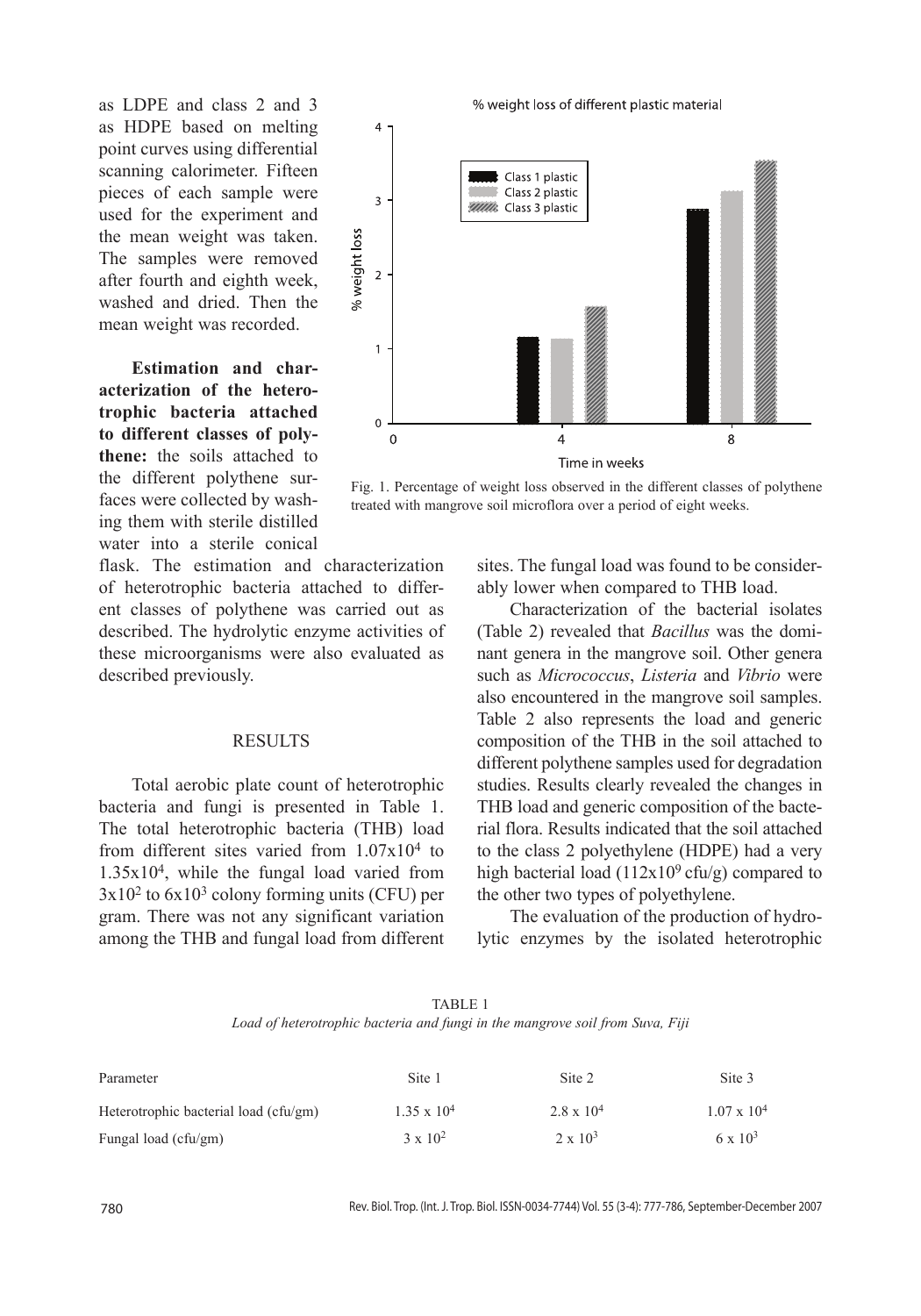as LDPE and class 2 and 3 as HDPE based on melting point curves using differential scanning calorimeter. Fifteen pieces of each sample were used for the experiment and the mean weight was taken. The samples were removed after fourth and eighth week, washed and dried. Then the mean weight was recorded.

**Estimation and characterization of the heterotrophic bacteria attached to different classes of polythene:** the soils attached to the different polythene surfaces were collected by washing them with sterile distilled water into a sterile conical flask. The estimation and characterization of heterotrophic bacteria attached to different classes of polythene was carried out as described. The hydrolytic enzyme activities of these microorganisms were also evaluated as described previously.

Fig. 1. Percentage of weight loss observed in the different classes of polythene treated with mangrove soil microflora over a period of eight weeks.

## RESULTS

Total aerobic plate count of heterotrophic bacteria and fungi is presented in Table 1. The total heterotrophic bacteria (THB) load from different sites varied from $1.07 \times 10^4$ to $1.35 \times 10^4$, while the fungal load varied from $3 \times 10^2$ to $6 \times 10^3$ colony forming units (CFU) per gram. There was not any significant variation among the THB and fungal load from different sites. The fungal load was found to be considerably lower when compared to THB load.

Characterization of the bacterial isolates (Table 2) revealed that *Bacillus* was the dominant genera in the mangrove soil. Other genera such as *Micrococcus*, *Listeria* and *Vibrio* were also encountered in the mangrove soil samples. Table 2 also represents the load and generic composition of the THB in the soil attached to different polythene samples used for degradation studies. Results clearly revealed the changes in THB load and generic composition of the bacterial flora. Results indicated that the soil attached to the class 2 polyethylene (HDPE) had a very high bacterial load ($112 \times 10^9$ cfu/g) compared to the other two types of polyethylene.

The evaluation of the production of hydrolytic enzymes by the isolated heterotrophic

TABLE 1
*Load of heterotrophic bacteria and fungi in the mangrove soil from Suva, Fiji*

| Parameter | Site 1 | Site 2 | Site 3 |
|---|---|---|---|
| Heterotrophic bacterial load (cfu/gm) | $1.35 \times 10^4$ | $2.8 \times 10^4$ | $1.07 \times 10^4$ |
| Fungal load (cfu/gm) | $3 \times 10^2$ | $2 \times 10^3$ | $6 \times 10^3$ |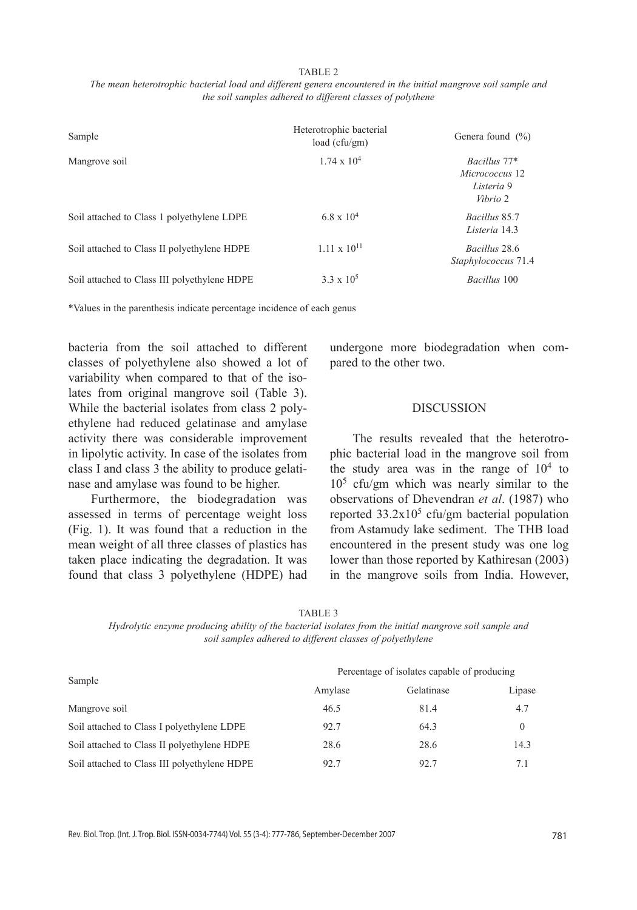TABLE 2

*The mean heterotrophic bacterial load and different genera encountered in the initial mangrove soil sample and the soil samples adhered to different classes of polythene*

| Sample | Heterotrophic bacterial load (cfu/gm) | Genera found (%) |
|---|---|---|
| Mangrove soil | $1.74 \times 10^4$ | *Bacillus* 77* <br> *Micrococcus* 12 <br> *Listeria* 9 <br> *Vibrio* 2 |
| Soil attached to Class 1 polyethylene LDPE | $6.8 \times 10^4$ | *Bacillus* 85.7 <br> *Listeria* 14.3 |
| Soil attached to Class II polyethylene HDPE | $1.11 \times 10^{11}$ | *Bacillus* 28.6 <br> *Staphylococcus* 71.4 |
| Soil attached to Class III polyethylene HDPE | $3.3 \times 10^5$ | *Bacillus* 100 |

*Values in the parenthesis indicate percentage incidence of each genus

bacteria from the soil attached to different classes of polyethylene also showed a lot of variability when compared to that of the isolates from original mangrove soil (Table 3). While the bacterial isolates from class 2 polyethylene had reduced gelatinase and amylase activity there was considerable improvement in lipolytic activity. In case of the isolates from class I and class 3 the ability to produce gelatinase and amylase was found to be higher.

Furthermore, the biodegradation was assessed in terms of percentage weight loss (Fig. 1). It was found that a reduction in the mean weight of all three classes of plastics has taken place indicating the degradation. It was found that class 3 polyethylene (HDPE) had undergone more biodegradation when compared to the other two.

## DISCUSSION

The results revealed that the heterotrophic bacterial load in the mangrove soil from the study area was in the range of $10^4$ to $10^5$ cfu/gm which was nearly similar to the observations of Dhevendran *et al*. (1987) who reported $33.2 \times 10^5$ cfu/gm bacterial population from Astamudy lake sediment. The THB load encountered in the present study was one log lower than those reported by Kathiresan (2003) in the mangrove soils from India. However,

TABLE 3

*Hydrolytic enzyme producing ability of the bacterial isolates from the initial mangrove soil sample and soil samples adhered to different classes of polyethylene*

| Sample | Percentage of isolates capable of producing | | |
|---|---|---|---|
| | Amylase | Gelatinase | Lipase |
| Mangrove soil | 46.5 | 81.4 | 4.7 |
| Soil attached to Class I polyethylene LDPE | 92.7 | 64.3 | 0 |
| Soil attached to Class II polyethylene HDPE | 28.6 | 28.6 | 14.3 |
| Soil attached to Class III polyethylene HDPE | 92.7 | 92.7 | 7.1 |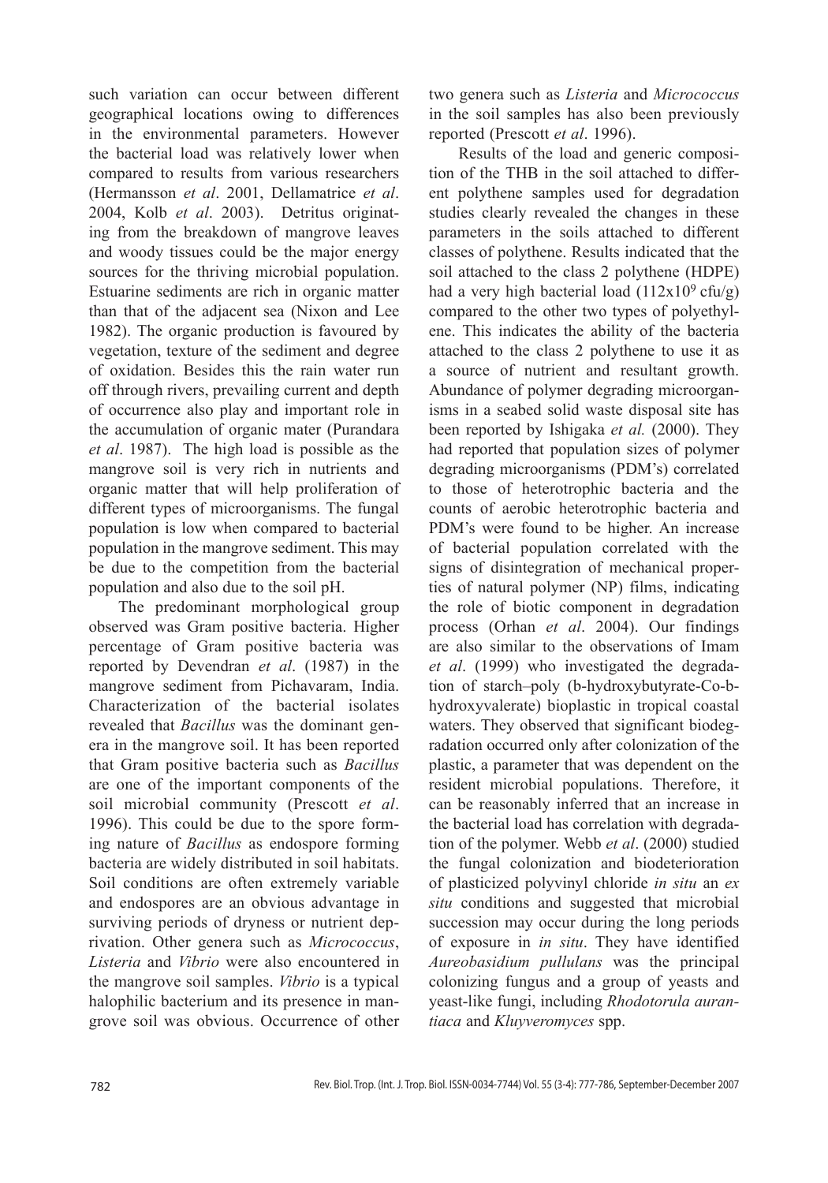such variation can occur between different geographical locations owing to differences in the environmental parameters. However the bacterial load was relatively lower when compared to results from various researchers (Hermansson *et al*. 2001, Dellamatrice *et al*. 2004, Kolb *et al*. 2003). Detritus originating from the breakdown of mangrove leaves and woody tissues could be the major energy sources for the thriving microbial population. Estuarine sediments are rich in organic matter than that of the adjacent sea (Nixon and Lee 1982). The organic production is favoured by vegetation, texture of the sediment and degree of oxidation. Besides this the rain water run off through rivers, prevailing current and depth of occurrence also play and important role in the accumulation of organic mater (Purandara *et al*. 1987). The high load is possible as the mangrove soil is very rich in nutrients and organic matter that will help proliferation of different types of microorganisms. The fungal population is low when compared to bacterial population in the mangrove sediment. This may be due to the competition from the bacterial population and also due to the soil pH.

The predominant morphological group observed was Gram positive bacteria. Higher percentage of Gram positive bacteria was reported by Devendran *et al*. (1987) in the mangrove sediment from Pichavaram, India. Characterization of the bacterial isolates revealed that *Bacillus* was the dominant genera in the mangrove soil. It has been reported that Gram positive bacteria such as *Bacillus* are one of the important components of the soil microbial community (Prescott *et al*. 1996). This could be due to the spore forming nature of *Bacillus* as endospore forming bacteria are widely distributed in soil habitats. Soil conditions are often extremely variable and endospores are an obvious advantage in surviving periods of dryness or nutrient deprivation. Other genera such as *Micrococcus*, *Listeria* and *Vibrio* were also encountered in the mangrove soil samples. *Vibrio* is a typical halophilic bacterium and its presence in mangrove soil was obvious. Occurrence of other two genera such as *Listeria* and *Micrococcus* in the soil samples has also been previously reported (Prescott *et al*. 1996).

Results of the load and generic composition of the THB in the soil attached to different polythene samples used for degradation studies clearly revealed the changes in these parameters in the soils attached to different classes of polythene. Results indicated that the soil attached to the class 2 polythene (HDPE) had a very high bacterial load ($112 \times 10^9$ cfu/g) compared to the other two types of polyethylene. This indicates the ability of the bacteria attached to the class 2 polythene to use it as a source of nutrient and resultant growth. Abundance of polymer degrading microorganisms in a seabed solid waste disposal site has been reported by Ishigaka *et al.* (2000). They had reported that population sizes of polymer degrading microorganisms (PDM's) correlated to those of heterotrophic bacteria and the counts of aerobic heterotrophic bacteria and PDM's were found to be higher. An increase of bacterial population correlated with the signs of disintegration of mechanical properties of natural polymer (NP) films, indicating the role of biotic component in degradation process (Orhan *et al*. 2004). Our findings are also similar to the observations of Imam *et al*. (1999) who investigated the degradation of starch–poly (b-hydroxybutyrate-Co-b-hydroxyvalerate) bioplastic in tropical coastal waters. They observed that significant biodegradation occurred only after colonization of the plastic, a parameter that was dependent on the resident microbial populations. Therefore, it can be reasonably inferred that an increase in the bacterial load has correlation with degradation of the polymer. Webb *et al*. (2000) studied the fungal colonization and biodeterioration of plasticized polyvinyl chloride *in situ* an *ex situ* conditions and suggested that microbial succession may occur during the long periods of exposure in *in situ*. They have identified *Aureobasidium pullulans* was the principal colonizing fungus and a group of yeasts and yeast-like fungi, including *Rhodotorula aurantiaca* and *Kluyveromyces* spp.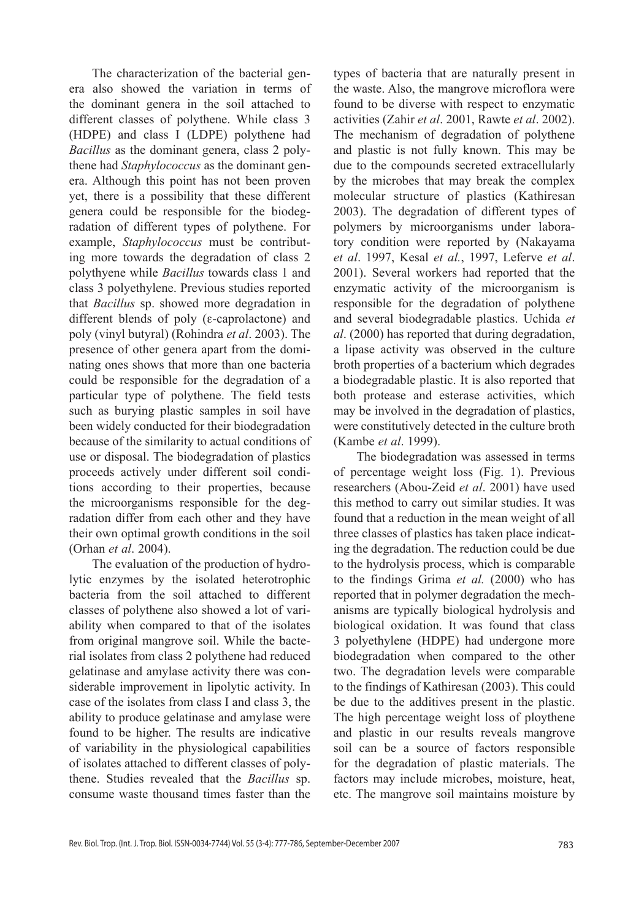The characterization of the bacterial genera also showed the variation in terms of the dominant genera in the soil attached to different classes of polythene. While class 3 (HDPE) and class I (LDPE) polythene had *Bacillus* as the dominant genera, class 2 polythene had *Staphylococcus* as the dominant genera. Although this point has not been proven yet, there is a possibility that these different genera could be responsible for the biodegradation of different types of polythene. For example, *Staphylococcus* must be contributing more towards the degradation of class 2 polythyene while *Bacillus* towards class 1 and class 3 polyethylene. Previous studies reported that *Bacillus* sp. showed more degradation in different blends of poly (ε-caprolactone) and poly (vinyl butyral) (Rohindra *et al*. 2003). The presence of other genera apart from the dominating ones shows that more than one bacteria could be responsible for the degradation of a particular type of polythene. The field tests such as burying plastic samples in soil have been widely conducted for their biodegradation because of the similarity to actual conditions of use or disposal. The biodegradation of plastics proceeds actively under different soil conditions according to their properties, because the microorganisms responsible for the degradation differ from each other and they have their own optimal growth conditions in the soil (Orhan *et al*. 2004).

The evaluation of the production of hydrolytic enzymes by the isolated heterotrophic bacteria from the soil attached to different classes of polythene also showed a lot of variability when compared to that of the isolates from original mangrove soil. While the bacterial isolates from class 2 polythene had reduced gelatinase and amylase activity there was considerable improvement in lipolytic activity. In case of the isolates from class I and class 3, the ability to produce gelatinase and amylase were found to be higher. The results are indicative of variability in the physiological capabilities of isolates attached to different classes of polythene. Studies revealed that the *Bacillus* sp. consume waste thousand times faster than the types of bacteria that are naturally present in the waste. Also, the mangrove microflora were found to be diverse with respect to enzymatic activities (Zahir *et al*. 2001, Rawte *et al*. 2002). The mechanism of degradation of polythene and plastic is not fully known. This may be due to the compounds secreted extracellularly by the microbes that may break the complex molecular structure of plastics (Kathiresan 2003). The degradation of different types of polymers by microorganisms under laboratory condition were reported by (Nakayama *et al*. 1997, Kesal *et al.*, 1997, Leferve *et al*. 2001). Several workers had reported that the enzymatic activity of the microorganism is responsible for the degradation of polythene and several biodegradable plastics. Uchida *et al*. (2000) has reported that during degradation, a lipase activity was observed in the culture broth properties of a bacterium which degrades a biodegradable plastic. It is also reported that both protease and esterase activities, which may be involved in the degradation of plastics, were constitutively detected in the culture broth (Kambe *et al*. 1999).

The biodegradation was assessed in terms of percentage weight loss (Fig. 1). Previous researchers (Abou-Zeid *et al*. 2001) have used this method to carry out similar studies. It was found that a reduction in the mean weight of all three classes of plastics has taken place indicating the degradation. The reduction could be due to the hydrolysis process, which is comparable to the findings Grima *et al.* (2000) who has reported that in polymer degradation the mechanisms are typically biological hydrolysis and biological oxidation. It was found that class 3 polyethylene (HDPE) had undergone more biodegradation when compared to the other two. The degradation levels were comparable to the findings of Kathiresan (2003). This could be due to the additives present in the plastic. The high percentage weight loss of ploythene and plastic in our results reveals mangrove soil can be a source of factors responsible for the degradation of plastic materials. The factors may include microbes, moisture, heat, etc. The mangrove soil maintains moisture by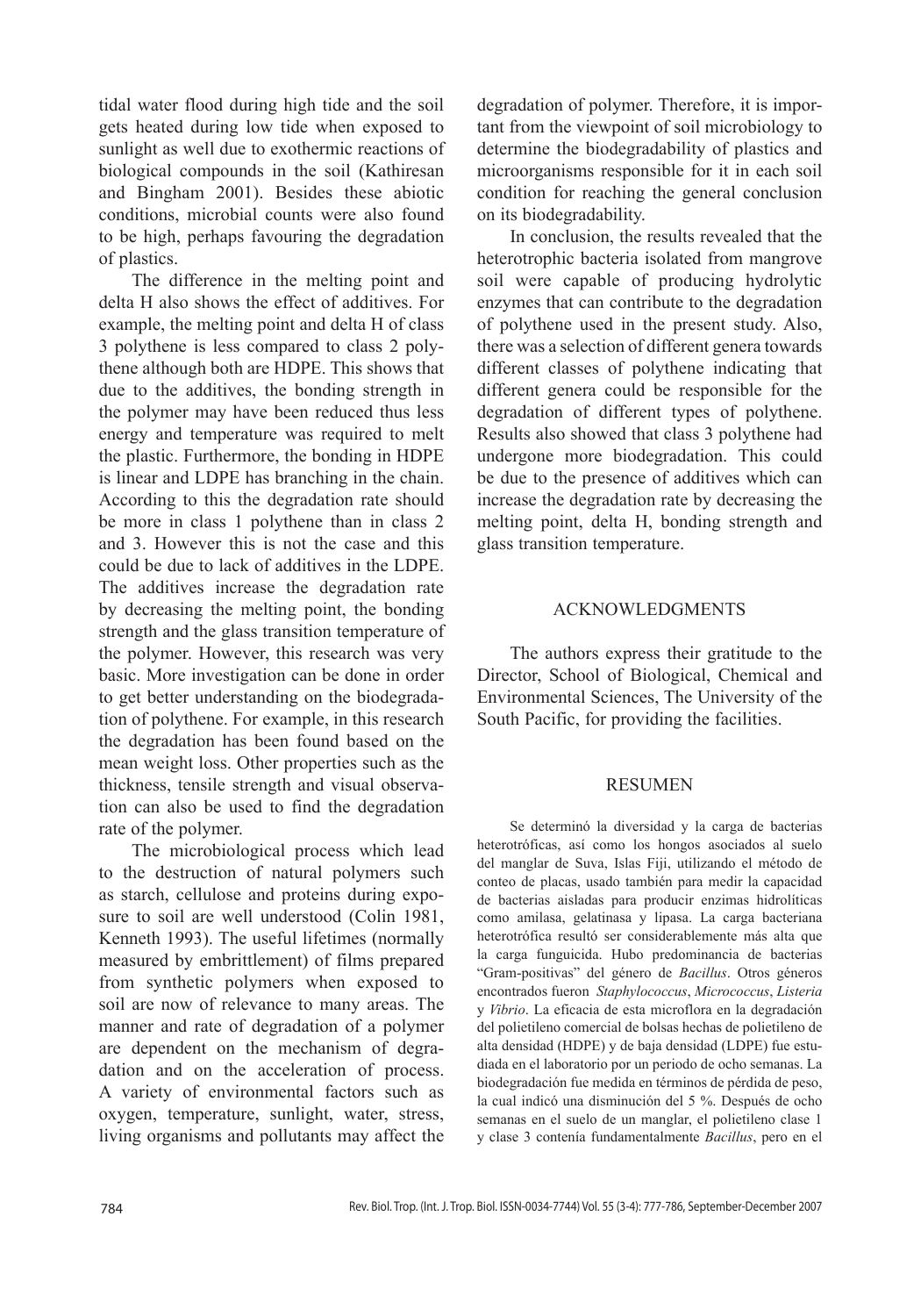tidal water flood during high tide and the soil gets heated during low tide when exposed to sunlight as well due to exothermic reactions of biological compounds in the soil (Kathiresan and Bingham 2001). Besides these abiotic conditions, microbial counts were also found to be high, perhaps favouring the degradation of plastics.

The difference in the melting point and delta H also shows the effect of additives. For example, the melting point and delta H of class 3 polythene is less compared to class 2 polythene although both are HDPE. This shows that due to the additives, the bonding strength in the polymer may have been reduced thus less energy and temperature was required to melt the plastic. Furthermore, the bonding in HDPE is linear and LDPE has branching in the chain. According to this the degradation rate should be more in class 1 polythene than in class 2 and 3. However this is not the case and this could be due to lack of additives in the LDPE. The additives increase the degradation rate by decreasing the melting point, the bonding strength and the glass transition temperature of the polymer. However, this research was very basic. More investigation can be done in order to get better understanding on the biodegradation of polythene. For example, in this research the degradation has been found based on the mean weight loss. Other properties such as the thickness, tensile strength and visual observation can also be used to find the degradation rate of the polymer.

The microbiological process which lead to the destruction of natural polymers such as starch, cellulose and proteins during exposure to soil are well understood (Colin 1981, Kenneth 1993). The useful lifetimes (normally measured by embrittlement) of films prepared from synthetic polymers when exposed to soil are now of relevance to many areas. The manner and rate of degradation of a polymer are dependent on the mechanism of degradation and on the acceleration of process. A variety of environmental factors such as oxygen, temperature, sunlight, water, stress, living organisms and pollutants may affect the degradation of polymer. Therefore, it is important from the viewpoint of soil microbiology to determine the biodegradability of plastics and microorganisms responsible for it in each soil condition for reaching the general conclusion on its biodegradability.

In conclusion, the results revealed that the heterotrophic bacteria isolated from mangrove soil were capable of producing hydrolytic enzymes that can contribute to the degradation of polythene used in the present study. Also, there was a selection of different genera towards different classes of polythene indicating that different genera could be responsible for the degradation of different types of polythene. Results also showed that class 3 polythene had undergone more biodegradation. This could be due to the presence of additives which can increase the degradation rate by decreasing the melting point, delta H, bonding strength and glass transition temperature.

## ACKNOWLEDGMENTS

The authors express their gratitude to the Director, School of Biological, Chemical and Environmental Sciences, The University of the South Pacific, for providing the facilities.

## RESUMEN

Se determinó la diversidad y la carga de bacterias heterotróficas, así como los hongos asociados al suelo del manglar de Suva, Islas Fiji, utilizando el método de conteo de placas, usado también para medir la capacidad de bacterias aisladas para producir enzimas hidrolíticas como amilasa, gelatinasa y lipasa. La carga bacteriana heterotrófica resultó ser considerablemente más alta que la carga funguicida. Hubo predominancia de bacterias "Gram-positivas" del género de *Bacillus*. Otros géneros encontrados fueron *Staphylococcus*, *Micrococcus*, *Listeria* y *Vibrio*. La eficacia de esta microflora en la degradación del polietileno comercial de bolsas hechas de polietileno de alta densidad (HDPE) y de baja densidad (LDPE) fue estudiada en el laboratorio por un periodo de ocho semanas. La biodegradación fue medida en términos de pérdida de peso, la cual indicó una disminución del 5 %. Después de ocho semanas en el suelo de un manglar, el polietileno clase 1 y clase 3 contenía fundamentalmente *Bacillus*, pero en el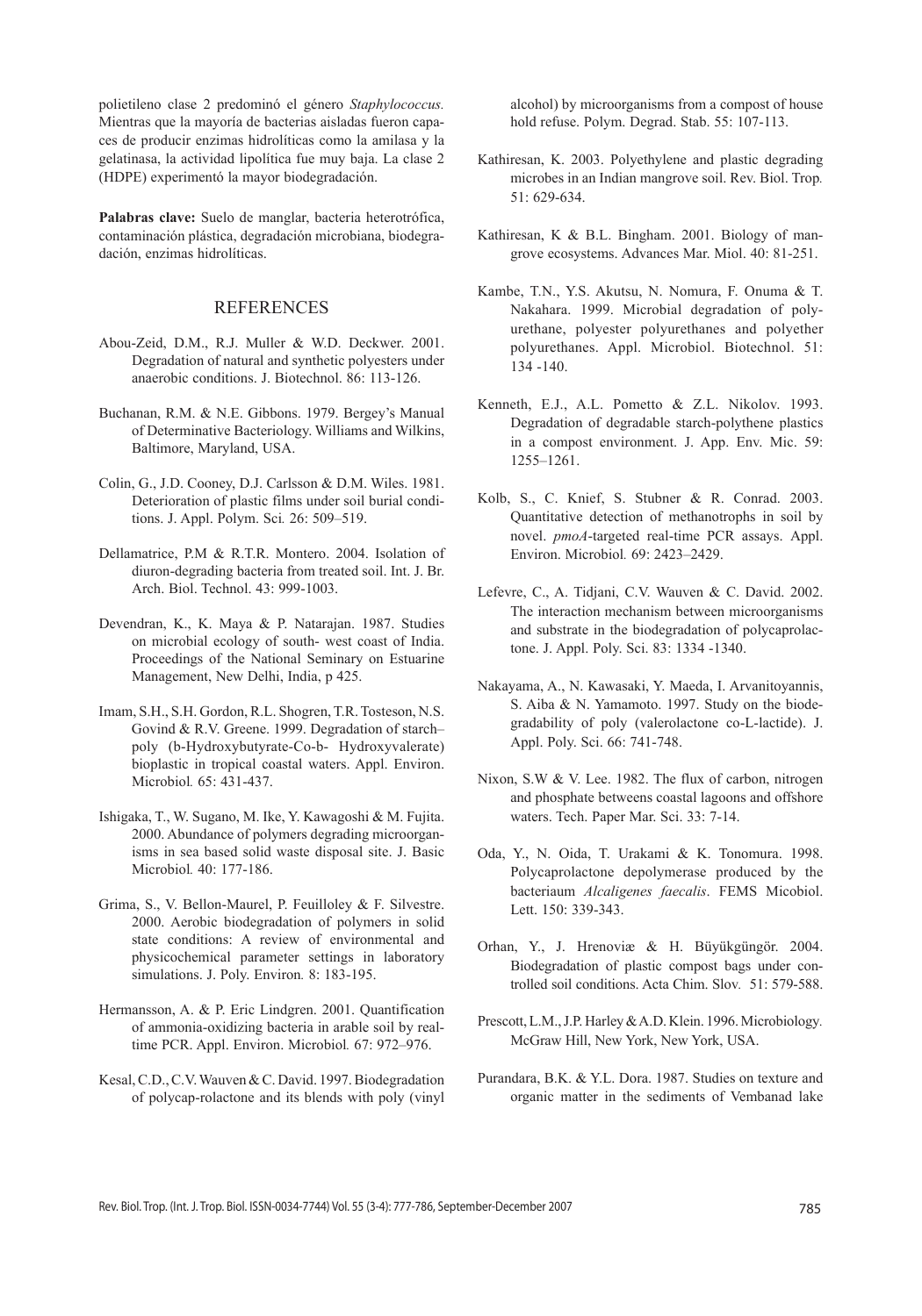polietileno clase 2 predominó el género *Staphylococcus.* Mientras que la mayoría de bacterias aisladas fueron capaces de producir enzimas hidrolíticas como la amilasa y la gelatinasa, la actividad lipolítica fue muy baja. La clase 2 (HDPE) experimentó la mayor biodegradación.

**Palabras clave:** Suelo de manglar, bacteria heterotrófica, contaminación plástica, degradación microbiana, biodegradación, enzimas hidrolíticas.

## REFERENCES

Abou-Zeid, D.M., R.J. Muller & W.D. Deckwer. 2001. Degradation of natural and synthetic polyesters under anaerobic conditions. J. Biotechnol. 86: 113-126.

Buchanan, R.M. & N.E. Gibbons. 1979. Bergey's Manual of Determinative Bacteriology. Williams and Wilkins, Baltimore, Maryland, USA.

Colin, G., J.D. Cooney, D.J. Carlsson & D.M. Wiles. 1981. Deterioration of plastic films under soil burial conditions. J. Appl. Polym. Sci*.* 26: 509–519.

Dellamatrice, P.M & R.T.R. Montero. 2004. Isolation of diuron-degrading bacteria from treated soil. Int. J. Br. Arch. Biol. Technol. 43: 999-1003.

Devendran, K., K. Maya & P. Natarajan. 1987. Studies on microbial ecology of south- west coast of India. Proceedings of the National Seminary on Estuarine Management, New Delhi, India, p 425.

Imam, S.H., S.H. Gordon, R.L. Shogren, T.R. Tosteson, N.S. Govind & R.V. Greene. 1999. Degradation of starch–poly (b-Hydroxybutyrate-Co-b- Hydroxyvalerate) bioplastic in tropical coastal waters. Appl. Environ. Microbiol*.* 65: 431-437.

Ishigaka, T., W. Sugano, M. Ike, Y. Kawagoshi & M. Fujita. 2000. Abundance of polymers degrading microorganisms in sea based solid waste disposal site. J. Basic Microbiol*.* 40: 177-186.

Grima, S., V. Bellon-Maurel, P. Feuilloley & F. Silvestre. 2000. Aerobic biodegradation of polymers in solid state conditions: A review of environmental and physicochemical parameter settings in laboratory simulations. J. Poly. Environ*.* 8: 183-195.

Hermansson, A. & P. Eric Lindgren. 2001. Quantification of ammonia-oxidizing bacteria in arable soil by real-time PCR. Appl. Environ. Microbiol*.* 67: 972–976.

Kesal, C.D., C.V. Wauven & C. David. 1997. Biodegradation of polycap-rolactone and its blends with poly (vinyl alcohol) by microorganisms from a compost of house hold refuse. Polym. Degrad. Stab. 55: 107-113.

Kathiresan, K. 2003. Polyethylene and plastic degrading microbes in an Indian mangrove soil. Rev. Biol. Trop*.* 51: 629-634.

Kathiresan, K & B.L. Bingham. 2001. Biology of mangrove ecosystems. Advances Mar. Miol. 40: 81-251.

Kambe, T.N., Y.S. Akutsu, N. Nomura, F. Onuma & T. Nakahara. 1999. Microbial degradation of polyurethane, polyester polyurethanes and polyether polyurethanes. Appl. Microbiol. Biotechnol. 51: 134 -140.

Kenneth, E.J., A.L. Pometto & Z.L. Nikolov. 1993. Degradation of degradable starch-polythene plastics in a compost environment. J. App. Env. Mic. 59: 1255–1261.

Kolb, S., C. Knief, S. Stubner & R. Conrad. 2003. Quantitative detection of methanotrophs in soil by novel. *pmoA*-targeted real-time PCR assays. Appl. Environ. Microbiol*.* 69: 2423–2429.

Lefevre, C., A. Tidjani, C.V. Wauven & C. David. 2002. The interaction mechanism between microorganisms and substrate in the biodegradation of polycaprolactone. J. Appl. Poly. Sci. 83: 1334 -1340.

Nakayama, A., N. Kawasaki, Y. Maeda, I. Arvanitoyannis, S. Aiba & N. Yamamoto. 1997. Study on the biodegradability of poly (valerolactone co-L-lactide). J. Appl. Poly. Sci. 66: 741-748.

Nixon, S.W & V. Lee. 1982. The flux of carbon, nitrogen and phosphate betweens coastal lagoons and offshore waters. Tech. Paper Mar. Sci. 33: 7-14.

Oda, Y., N. Oida, T. Urakami & K. Tonomura. 1998. Polycaprolactone depolymerase produced by the bacteriaum *Alcaligenes faecalis*. FEMS Micobiol. Lett. 150: 339-343.

Orhan, Y., J. Hrenoviæ & H. Büyükgüngör. 2004. Biodegradation of plastic compost bags under controlled soil conditions. Acta Chim. Slov*.* 51: 579-588.

Prescott, L.M., J.P. Harley & A.D. Klein. 1996. Microbiology*.* McGraw Hill, New York, New York, USA.

Purandara, B.K. & Y.L. Dora. 1987. Studies on texture and organic matter in the sediments of Vembanad lake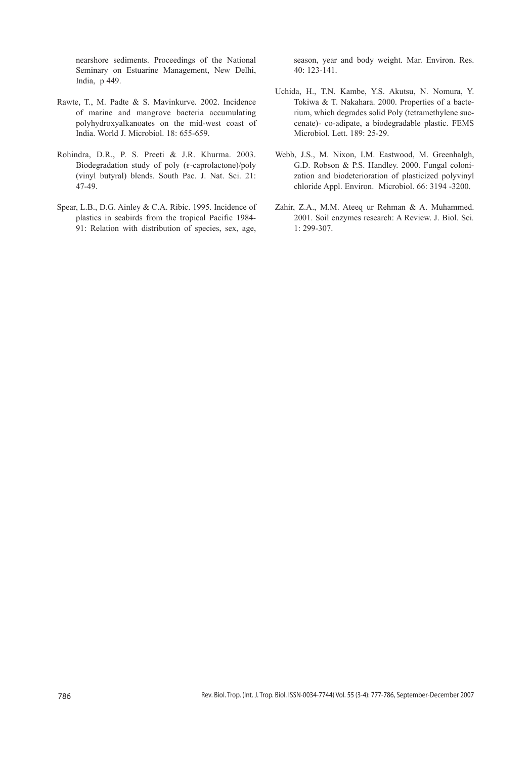nearshore sediments. Proceedings of the National Seminary on Estuarine Management, New Delhi, India, p 449.

Rawte, T., M. Padte & S. Mavinkurve. 2002. Incidence of marine and mangrove bacteria accumulating polyhydroxyalkanoates on the mid-west coast of India. World J. Microbiol. 18: 655-659.

Rohindra, D.R., P. S. Preeti & J.R. Khurma. 2003. Biodegradation study of poly (ε-caprolactone)/poly (vinyl butyral) blends. South Pac. J. Nat. Sci. 21: 47-49.

Spear, L.B., D.G. Ainley & C.A. Ribic. 1995. Incidence of plastics in seabirds from the tropical Pacific 1984-91: Relation with distribution of species, sex, age, season, year and body weight. Mar. Environ. Res. 40: 123-141.

Uchida, H., T.N. Kambe, Y.S. Akutsu, N. Nomura, Y. Tokiwa & T. Nakahara. 2000. Properties of a bacterium, which degrades solid Poly (tetramethylene succenate)- co-adipate, a biodegradable plastic. FEMS Microbiol. Lett. 189: 25-29.

Webb, J.S., M. Nixon, I.M. Eastwood, M. Greenhalgh, G.D. Robson & P.S. Handley. 2000. Fungal colonization and biodeterioration of plasticized polyvinyl chloride Appl. Environ. Microbiol. 66: 3194 -3200.

Zahir, Z.A., M.M. Ateeq ur Rehman & A. Muhammed. 2001. Soil enzymes research: A Review. J. Biol. Sci. 1: 299-307.